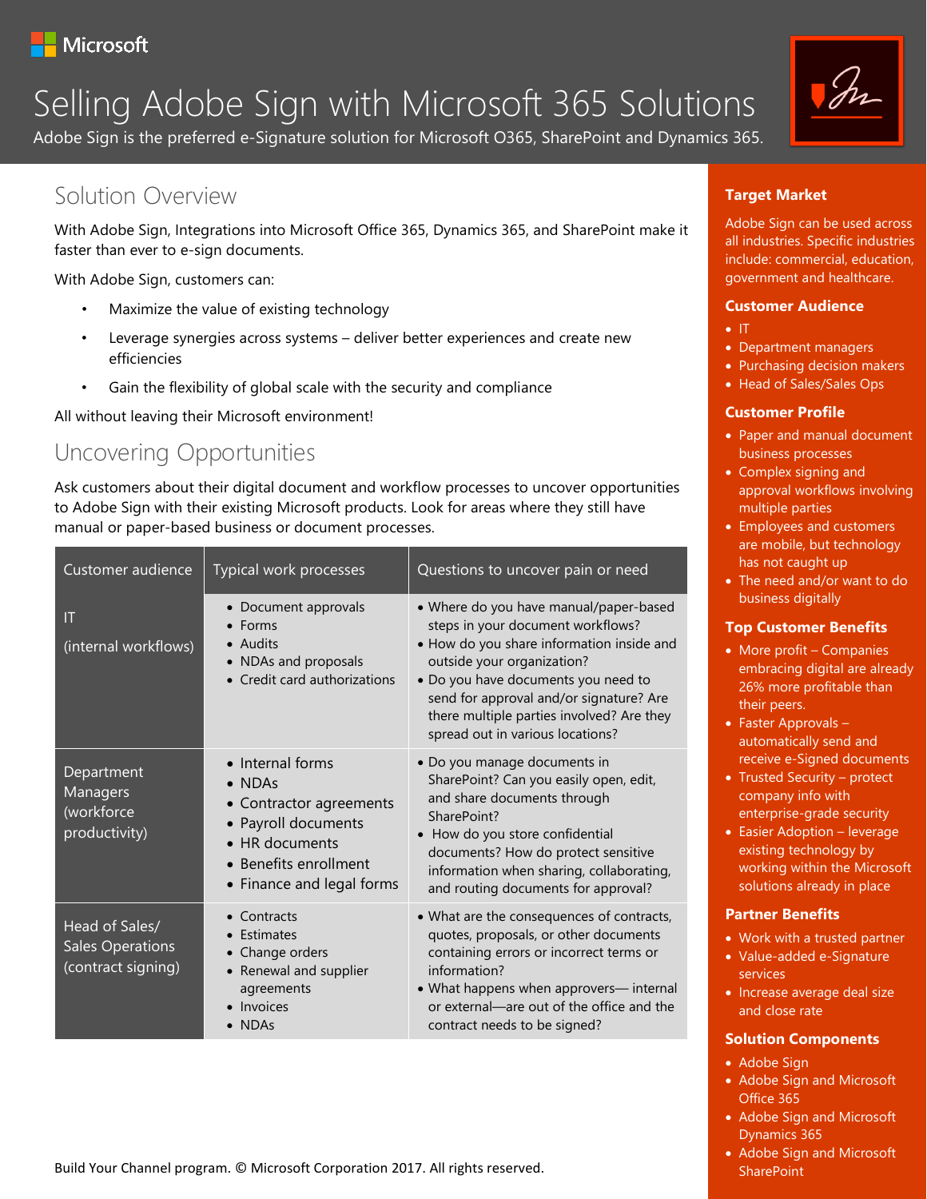Microsoft

# Selling Adobe Sign with Microsoft 365 Solutions

Adobe Sign is the preferred e-Signature solution for Microsoft O365, SharePoint and Dynamics 365.

## Solution Overview

With Adobe Sign, Integrations into Microsoft Office 365, Dynamics 365, and SharePoint make it faster than ever to e-sign documents.

With Adobe Sign, customers can:

- Maximize the value of existing technology
- Leverage synergies across systems – deliver better experiences and create new efficiencies
- Gain the flexibility of global scale with the security and compliance

All without leaving their Microsoft environment!

## Uncovering Opportunities

Ask customers about their digital document and workflow processes to uncover opportunities to Adobe Sign with their existing Microsoft products. Look for areas where they still have manual or paper-based business or document processes.

| Customer audience | Typical work processes | Questions to uncover pain or need |
| --- | --- | --- |
| IT (internal workflows) | • Document approvals<br>• Forms<br>• Audits<br>• NDAs and proposals<br>• Credit card authorizations | • Where do you have manual/paper-based steps in your document workflows?<br>• How do you share information inside and outside your organization?<br>• Do you have documents you need to send for approval and/or signature? Are there multiple parties involved? Are they spread out in various locations? |
| Department Managers (workforce productivity) | • Internal forms<br>• NDAs<br>• Contractor agreements<br>• Payroll documents<br>• HR documents<br>• Benefits enrollment<br>• Finance and legal forms | • Do you manage documents in SharePoint? Can you easily open, edit, and share documents through SharePoint?<br>• How do you store confidential documents? How do protect sensitive information when sharing, collaborating, and routing documents for approval? |
| Head of Sales/ Sales Operations (contract signing) | • Contracts<br>• Estimates<br>• Change orders<br>• Renewal and supplier agreements<br>• Invoices<br>• NDAs | • What are the consequences of contracts, quotes, proposals, or other documents containing errors or incorrect terms or information?<br>• What happens when approvers— internal or external—are out of the office and the contract needs to be signed? |

### Target Market

Adobe Sign can be used across all industries. Specific industries include: commercial, education, government and healthcare.

### Customer Audience

- IT
- Department managers
- Purchasing decision makers
- Head of Sales/Sales Ops

### Customer Profile

- Paper and manual document business processes
- Complex signing and approval workflows involving multiple parties
- Employees and customers are mobile, but technology has not caught up
- The need and/or want to do business digitally

### Top Customer Benefits

- More profit – Companies embracing digital are already 26% more profitable than their peers.
- Faster Approvals – automatically send and receive e-Signed documents
- Trusted Security – protect company info with enterprise-grade security
- Easier Adoption – leverage existing technology by working within the Microsoft solutions already in place

### Partner Benefits

- Work with a trusted partner
- Value-added e-Signature services
- Increase average deal size and close rate

### Solution Components

- Adobe Sign
- Adobe Sign and Microsoft Office 365
- Adobe Sign and Microsoft Dynamics 365
- Adobe Sign and Microsoft SharePoint

Build Your Channel program. © Microsoft Corporation 2017. All rights reserved.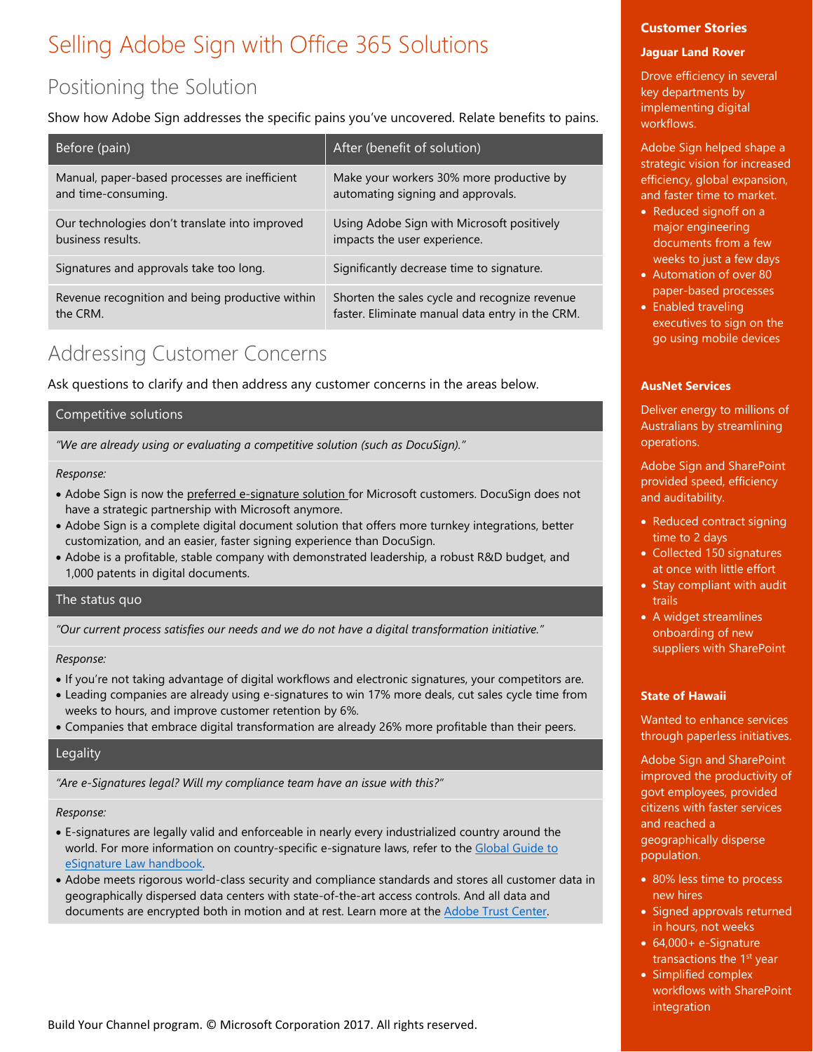# Selling Adobe Sign with Office 365 Solutions

## Positioning the Solution

Show how Adobe Sign addresses the specific pains you've uncovered. Relate benefits to pains.

| Before (pain) | After (benefit of solution) |
|---|---|
| Manual, paper-based processes are inefficient and time-consuming. | Make your workers 30% more productive by automating signing and approvals. |
| Our technologies don't translate into improved business results. | Using Adobe Sign with Microsoft positively impacts the user experience. |
| Signatures and approvals take too long. | Significantly decrease time to signature. |
| Revenue recognition and being productive within the CRM. | Shorten the sales cycle and recognize revenue faster. Eliminate manual data entry in the CRM. |

## Addressing Customer Concerns

Ask questions to clarify and then address any customer concerns in the areas below.

### Competitive solutions

*"We are already using or evaluating a competitive solution (such as DocuSign)."*

*Response:*

- Adobe Sign is now the preferred e-signature solution for Microsoft customers. DocuSign does not have a strategic partnership with Microsoft anymore.
- Adobe Sign is a complete digital document solution that offers more turnkey integrations, better customization, and an easier, faster signing experience than DocuSign.
- Adobe is a profitable, stable company with demonstrated leadership, a robust R&D budget, and 1,000 patents in digital documents.

### The status quo

*"Our current process satisfies our needs and we do not have a digital transformation initiative."*

*Response:*

- If you're not taking advantage of digital workflows and electronic signatures, your competitors are.
- Leading companies are already using e-signatures to win 17% more deals, cut sales cycle time from weeks to hours, and improve customer retention by 6%.
- Companies that embrace digital transformation are already 26% more profitable than their peers.

### Legality

*"Are e-Signatures legal? Will my compliance team have an issue with this?"*

*Response:*

- E-signatures are legally valid and enforceable in nearly every industrialized country around the world. For more information on country-specific e-signature laws, refer to the Global Guide to eSignature Law handbook.
- Adobe meets rigorous world-class security and compliance standards and stores all customer data in geographically dispersed data centers with state-of-the-art access controls. And all data and documents are encrypted both in motion and at rest. Learn more at the Adobe Trust Center.

Build Your Channel program. © Microsoft Corporation 2017. All rights reserved.

## Customer Stories

### Jaguar Land Rover

Drove efficiency in several key departments by implementing digital workflows.

Adobe Sign helped shape a strategic vision for increased efficiency, global expansion, and faster time to market.

- Reduced signoff on a major engineering documents from a few weeks to just a few days
- Automation of over 80 paper-based processes
- Enabled traveling executives to sign on the go using mobile devices

### AusNet Services

Deliver energy to millions of Australians by streamlining operations.

Adobe Sign and SharePoint provided speed, efficiency and auditability.

- Reduced contract signing time to 2 days
- Collected 150 signatures at once with little effort
- Stay compliant with audit trails
- A widget streamlines onboarding of new suppliers with SharePoint

### State of Hawaii

Wanted to enhance services through paperless initiatives.

Adobe Sign and SharePoint improved the productivity of govt employees, provided citizens with faster services and reached a geographically disperse population.

- 80% less time to process new hires
- Signed approvals returned in hours, not weeks
- 64,000+ e-Signature transactions the 1st year
- Simplified complex workflows with SharePoint integration